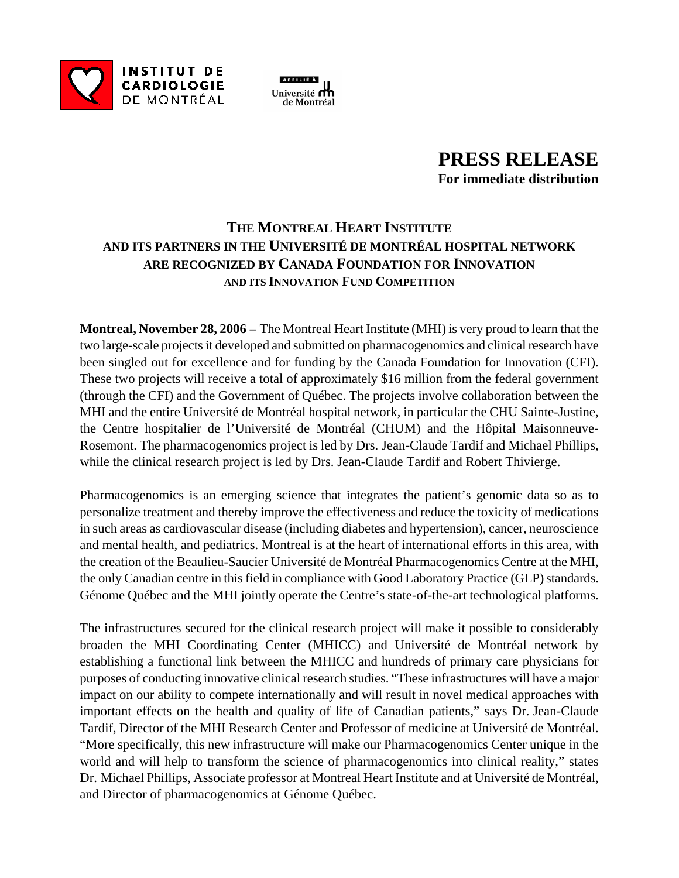INSTITUT DE CARDIOLOGIE DE MONTRÉAL

AFFILIÉ À Université de Montréal

# PRESS RELEASE

**For immediate distribution**

## THE MONTREAL HEART INSTITUTE AND ITS PARTNERS IN THE UNIVERSITÉ DE MONTRÉAL HOSPITAL NETWORK ARE RECOGNIZED BY CANADA FOUNDATION FOR INNOVATION AND ITS INNOVATION FUND COMPETITION

**Montreal, November 28, 2006 –** The Montreal Heart Institute (MHI) is very proud to learn that the two large-scale projects it developed and submitted on pharmacogenomics and clinical research have been singled out for excellence and for funding by the Canada Foundation for Innovation (CFI). These two projects will receive a total of approximately $16 million from the federal government (through the CFI) and the Government of Québec. The projects involve collaboration between the MHI and the entire Université de Montréal hospital network, in particular the CHU Sainte-Justine, the Centre hospitalier de l'Université de Montréal (CHUM) and the Hôpital Maisonneuve-Rosemont. The pharmacogenomics project is led by Drs. Jean-Claude Tardif and Michael Phillips, while the clinical research project is led by Drs. Jean-Claude Tardif and Robert Thivierge.

Pharmacogenomics is an emerging science that integrates the patient's genomic data so as to personalize treatment and thereby improve the effectiveness and reduce the toxicity of medications in such areas as cardiovascular disease (including diabetes and hypertension), cancer, neuroscience and mental health, and pediatrics. Montreal is at the heart of international efforts in this area, with the creation of the Beaulieu-Saucier Université de Montréal Pharmacogenomics Centre at the MHI, the only Canadian centre in this field in compliance with Good Laboratory Practice (GLP) standards. Génome Québec and the MHI jointly operate the Centre's state-of-the-art technological platforms.

The infrastructures secured for the clinical research project will make it possible to considerably broaden the MHI Coordinating Center (MHICC) and Université de Montréal network by establishing a functional link between the MHICC and hundreds of primary care physicians for purposes of conducting innovative clinical research studies. "These infrastructures will have a major impact on our ability to compete internationally and will result in novel medical approaches with important effects on the health and quality of life of Canadian patients," says Dr. Jean-Claude Tardif, Director of the MHI Research Center and Professor of medicine at Université de Montréal. "More specifically, this new infrastructure will make our Pharmacogenomics Center unique in the world and will help to transform the science of pharmacogenomics into clinical reality," states Dr. Michael Phillips, Associate professor at Montreal Heart Institute and at Université de Montréal, and Director of pharmacogenomics at Génome Québec.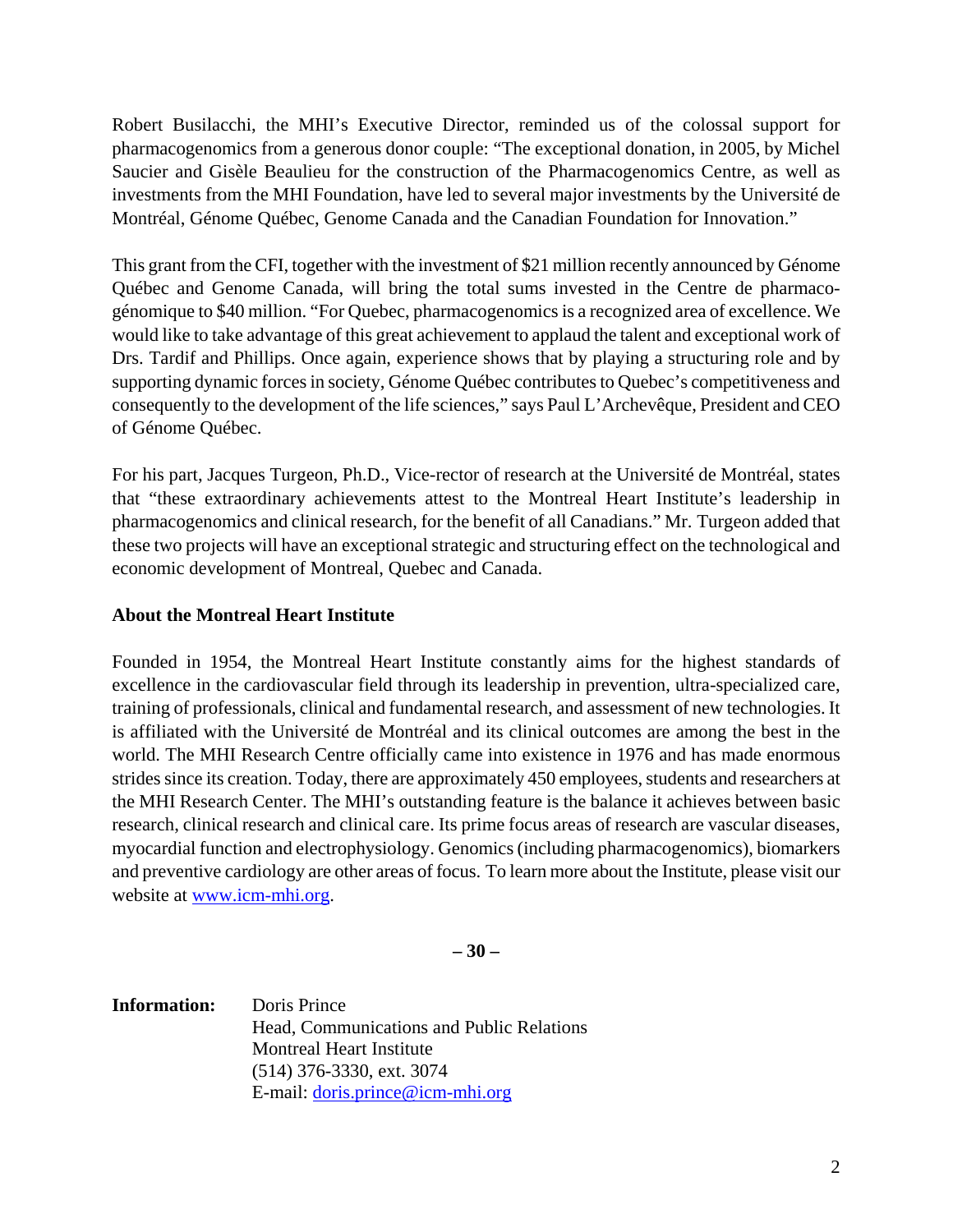Robert Busilacchi, the MHI's Executive Director, reminded us of the colossal support for pharmacogenomics from a generous donor couple: "The exceptional donation, in 2005, by Michel Saucier and Gisèle Beaulieu for the construction of the Pharmacogenomics Centre, as well as investments from the MHI Foundation, have led to several major investments by the Université de Montréal, Génome Québec, Genome Canada and the Canadian Foundation for Innovation."

This grant from the CFI, together with the investment of $21 million recently announced by Génome Québec and Genome Canada, will bring the total sums invested in the Centre de pharmacogénomique to $40 million. "For Quebec, pharmacogenomics is a recognized area of excellence. We would like to take advantage of this great achievement to applaud the talent and exceptional work of Drs. Tardif and Phillips. Once again, experience shows that by playing a structuring role and by supporting dynamic forces in society, Génome Québec contributes to Quebec's competitiveness and consequently to the development of the life sciences," says Paul L'Archevêque, President and CEO of Génome Québec.

For his part, Jacques Turgeon, Ph.D., Vice-rector of research at the Université de Montréal, states that "these extraordinary achievements attest to the Montreal Heart Institute's leadership in pharmacogenomics and clinical research, for the benefit of all Canadians." Mr. Turgeon added that these two projects will have an exceptional strategic and structuring effect on the technological and economic development of Montreal, Quebec and Canada.

**About the Montreal Heart Institute**

Founded in 1954, the Montreal Heart Institute constantly aims for the highest standards of excellence in the cardiovascular field through its leadership in prevention, ultra-specialized care, training of professionals, clinical and fundamental research, and assessment of new technologies. It is affiliated with the Université de Montréal and its clinical outcomes are among the best in the world. The MHI Research Centre officially came into existence in 1976 and has made enormous strides since its creation. Today, there are approximately 450 employees, students and researchers at the MHI Research Center. The MHI's outstanding feature is the balance it achieves between basic research, clinical research and clinical care. Its prime focus areas of research are vascular diseases, myocardial function and electrophysiology. Genomics (including pharmacogenomics), biomarkers and preventive cardiology are other areas of focus. To learn more about the Institute, please visit our website at www.icm-mhi.org.

**– 30 –**

**Information:** Doris Prince
Head, Communications and Public Relations
Montreal Heart Institute
(514) 376-3330, ext. 3074
E-mail: doris.prince@icm-mhi.org